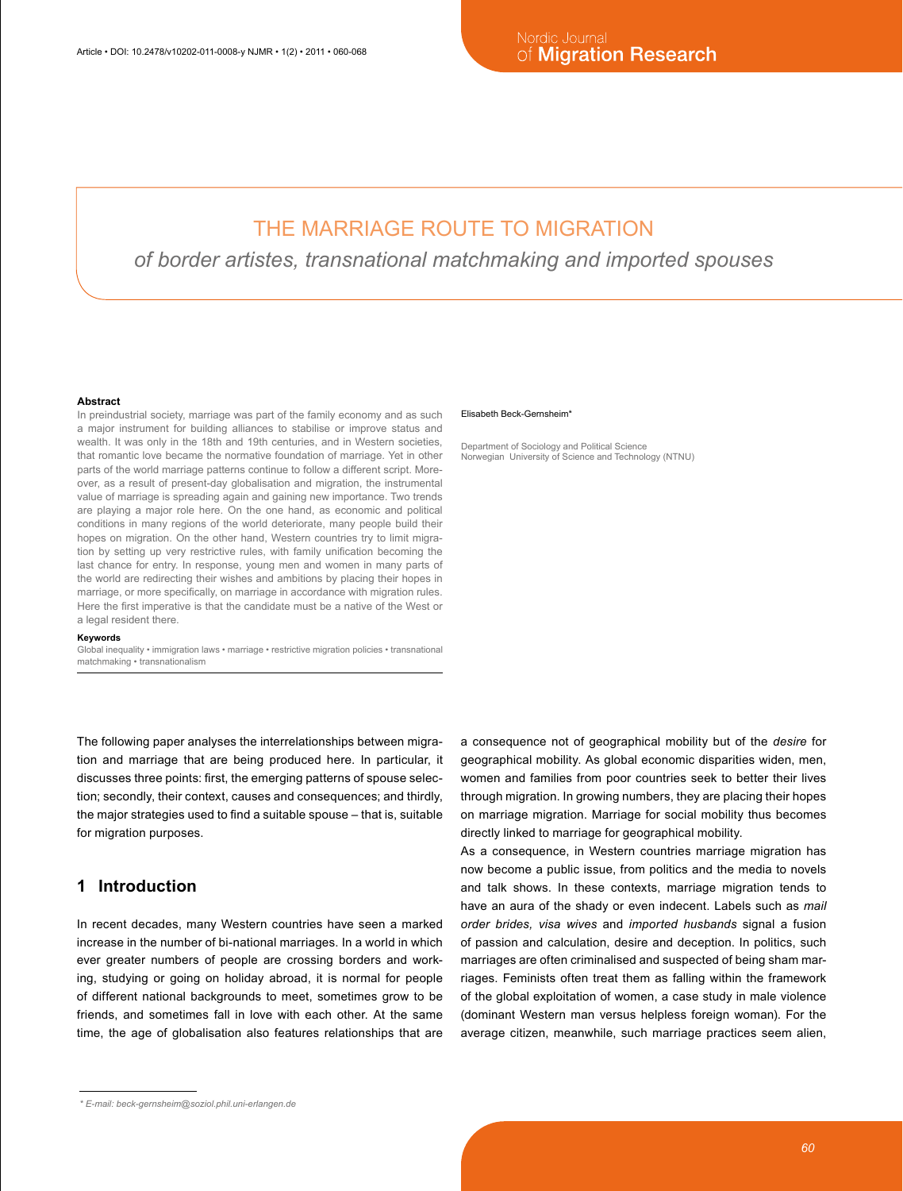# THE MARRIAGE ROUTE TO MIGRATION

*of border artistes, transnational matchmaking and imported spouses*

Elisabeth Beck-Gernsheim*

Department of Sociology and Political Science
Norwegian University of Science and Technology (NTNU)

**Abstract**

In preindustrial society, marriage was part of the family economy and as such a major instrument for building alliances to stabilise or improve status and wealth. It was only in the 18th and 19th centuries, and in Western societies, that romantic love became the normative foundation of marriage. Yet in other parts of the world marriage patterns continue to follow a different script. Moreover, as a result of present-day globalisation and migration, the instrumental value of marriage is spreading again and gaining new importance. Two trends are playing a major role here. On the one hand, as economic and political conditions in many regions of the world deteriorate, many people build their hopes on migration. On the other hand, Western countries try to limit migration by setting up very restrictive rules, with family unification becoming the last chance for entry. In response, young men and women in many parts of the world are redirecting their wishes and ambitions by placing their hopes in marriage, or more specifically, on marriage in accordance with migration rules. Here the first imperative is that the candidate must be a native of the West or a legal resident there.

**Keywords**

Global inequality • immigration laws • marriage • restrictive migration policies • transnational matchmaking • transnationalism

The following paper analyses the interrelationships between migration and marriage that are being produced here. In particular, it discusses three points: first, the emerging patterns of spouse selection; secondly, their context, causes and consequences; and thirdly, the major strategies used to find a suitable spouse – that is, suitable for migration purposes.

## 1 Introduction

In recent decades, many Western countries have seen a marked increase in the number of bi-national marriages. In a world in which ever greater numbers of people are crossing borders and working, studying or going on holiday abroad, it is normal for people of different national backgrounds to meet, sometimes grow to be friends, and sometimes fall in love with each other. At the same time, the age of globalisation also features relationships that are a consequence not of geographical mobility but of the *desire* for geographical mobility. As global economic disparities widen, men, women and families from poor countries seek to better their lives through migration. In growing numbers, they are placing their hopes on marriage migration. Marriage for social mobility thus becomes directly linked to marriage for geographical mobility.

As a consequence, in Western countries marriage migration has now become a public issue, from politics and the media to novels and talk shows. In these contexts, marriage migration tends to have an aura of the shady or even indecent. Labels such as *mail order brides, visa wives* and *imported husbands* signal a fusion of passion and calculation, desire and deception. In politics, such marriages are often criminalised and suspected of being sham marriages. Feminists often treat them as falling within the framework of the global exploitation of women, a case study in male violence (dominant Western man versus helpless foreign woman). For the average citizen, meanwhile, such marriage practices seem alien,

\* *E-mail: beck-gernsheim@soziol.phil.uni-erlangen.de*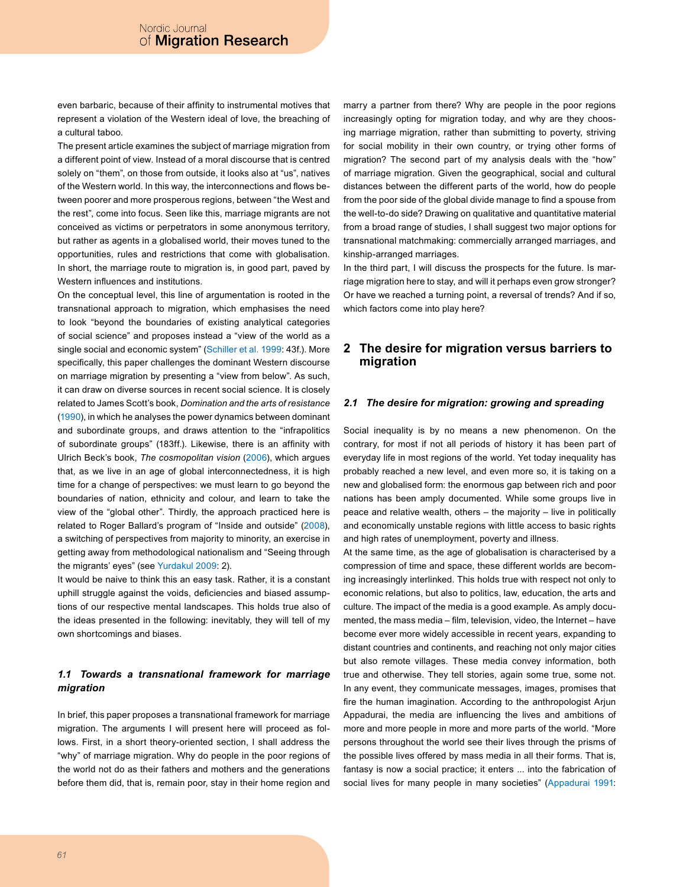even barbaric, because of their affinity to instrumental motives that represent a violation of the Western ideal of love, the breaching of a cultural taboo.

The present article examines the subject of marriage migration from a different point of view. Instead of a moral discourse that is centred solely on "them", on those from outside, it looks also at "us", natives of the Western world. In this way, the interconnections and flows between poorer and more prosperous regions, between "the West and the rest", come into focus. Seen like this, marriage migrants are not conceived as victims or perpetrators in some anonymous territory, but rather as agents in a globalised world, their moves tuned to the opportunities, rules and restrictions that come with globalisation. In short, the marriage route to migration is, in good part, paved by Western influences and institutions.

On the conceptual level, this line of argumentation is rooted in the transnational approach to migration, which emphasises the need to look "beyond the boundaries of existing analytical categories of social science" and proposes instead a "view of the world as a single social and economic system" (Schiller et al. 1999: 43f.). More specifically, this paper challenges the dominant Western discourse on marriage migration by presenting a "view from below". As such, it can draw on diverse sources in recent social science. It is closely related to James Scott's book, *Domination and the arts of resistance* (1990), in which he analyses the power dynamics between dominant and subordinate groups, and draws attention to the "infrapolitics of subordinate groups" (183ff.). Likewise, there is an affinity with Ulrich Beck's book, *The cosmopolitan vision* (2006), which argues that, as we live in an age of global interconnectedness, it is high time for a change of perspectives: we must learn to go beyond the boundaries of nation, ethnicity and colour, and learn to take the view of the "global other". Thirdly, the approach practiced here is related to Roger Ballard's program of "Inside and outside" (2008), a switching of perspectives from majority to minority, an exercise in getting away from methodological nationalism and "Seeing through the migrants' eyes" (see Yurdakul 2009: 2).

It would be naive to think this an easy task. Rather, it is a constant uphill struggle against the voids, deficiencies and biased assumptions of our respective mental landscapes. This holds true also of the ideas presented in the following: inevitably, they will tell of my own shortcomings and biases.

### *1.1 Towards a transnational framework for marriage migration*

In brief, this paper proposes a transnational framework for marriage migration. The arguments I will present here will proceed as follows. First, in a short theory-oriented section, I shall address the "why" of marriage migration. Why do people in the poor regions of the world not do as their fathers and mothers and the generations before them did, that is, remain poor, stay in their home region and marry a partner from there? Why are people in the poor regions increasingly opting for migration today, and why are they choosing marriage migration, rather than submitting to poverty, striving for social mobility in their own country, or trying other forms of migration? The second part of my analysis deals with the "how" of marriage migration. Given the geographical, social and cultural distances between the different parts of the world, how do people from the poor side of the global divide manage to find a spouse from the well-to-do side? Drawing on qualitative and quantitative material from a broad range of studies, I shall suggest two major options for transnational matchmaking: commercially arranged marriages, and kinship-arranged marriages.

In the third part, I will discuss the prospects for the future. Is marriage migration here to stay, and will it perhaps even grow stronger? Or have we reached a turning point, a reversal of trends? And if so, which factors come into play here?

## 2 The desire for migration versus barriers to migration

### *2.1 The desire for migration: growing and spreading*

Social inequality is by no means a new phenomenon. On the contrary, for most if not all periods of history it has been part of everyday life in most regions of the world. Yet today inequality has probably reached a new level, and even more so, it is taking on a new and globalised form: the enormous gap between rich and poor nations has been amply documented. While some groups live in peace and relative wealth, others – the majority – live in politically and economically unstable regions with little access to basic rights and high rates of unemployment, poverty and illness.

At the same time, as the age of globalisation is characterised by a compression of time and space, these different worlds are becoming increasingly interlinked. This holds true with respect not only to economic relations, but also to politics, law, education, the arts and culture. The impact of the media is a good example. As amply documented, the mass media – film, television, video, the Internet – have become ever more widely accessible in recent years, expanding to distant countries and continents, and reaching not only major cities but also remote villages. These media convey information, both true and otherwise. They tell stories, again some true, some not. In any event, they communicate messages, images, promises that fire the human imagination. According to the anthropologist Arjun Appadurai, the media are influencing the lives and ambitions of more and more people in more and more parts of the world. "More persons throughout the world see their lives through the prisms of the possible lives offered by mass media in all their forms. That is, fantasy is now a social practice; it enters ... into the fabrication of social lives for many people in many societies" (Appadurai 1991: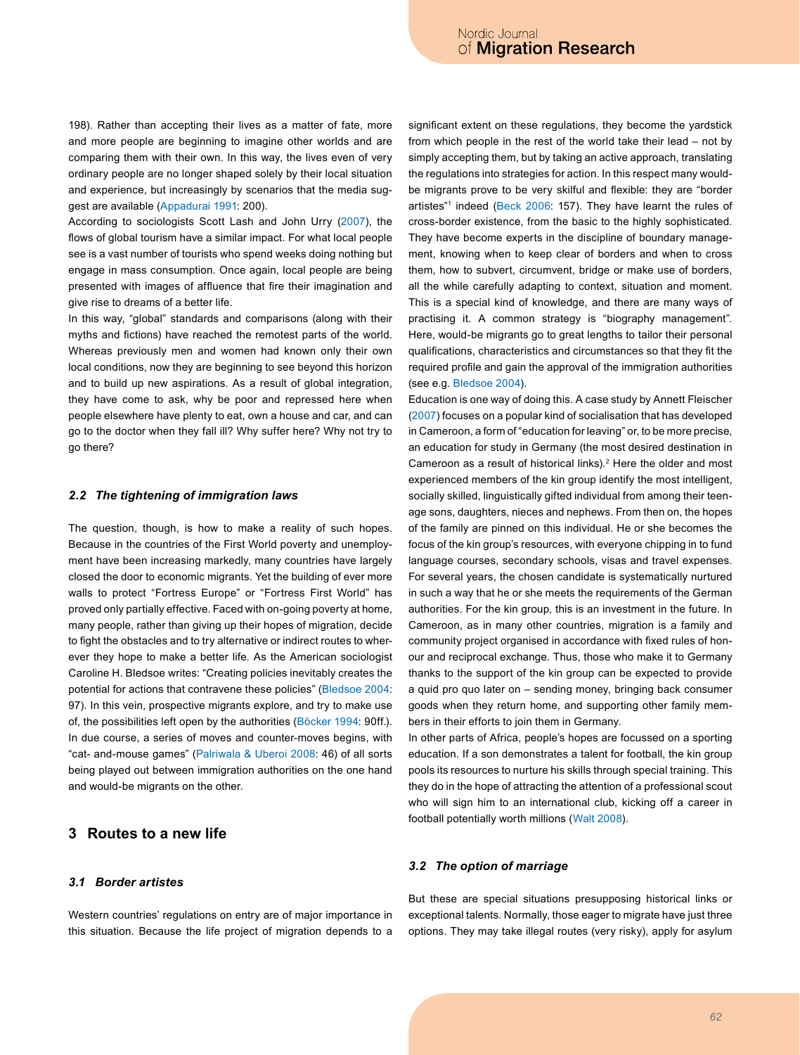198). Rather than accepting their lives as a matter of fate, more and more people are beginning to imagine other worlds and are comparing them with their own. In this way, the lives even of very ordinary people are no longer shaped solely by their local situation and experience, but increasingly by scenarios that the media suggest are available (Appadurai 1991: 200).

According to sociologists Scott Lash and John Urry (2007), the flows of global tourism have a similar impact. For what local people see is a vast number of tourists who spend weeks doing nothing but engage in mass consumption. Once again, local people are being presented with images of affluence that fire their imagination and give rise to dreams of a better life.

In this way, "global" standards and comparisons (along with their myths and fictions) have reached the remotest parts of the world. Whereas previously men and women had known only their own local conditions, now they are beginning to see beyond this horizon and to build up new aspirations. As a result of global integration, they have come to ask, why be poor and repressed here when people elsewhere have plenty to eat, own a house and car, and can go to the doctor when they fall ill? Why suffer here? Why not try to go there?

### *2.2 The tightening of immigration laws*

The question, though, is how to make a reality of such hopes. Because in the countries of the First World poverty and unemployment have been increasing markedly, many countries have largely closed the door to economic migrants. Yet the building of ever more walls to protect "Fortress Europe" or "Fortress First World" has proved only partially effective. Faced with on-going poverty at home, many people, rather than giving up their hopes of migration, decide to fight the obstacles and to try alternative or indirect routes to wherever they hope to make a better life. As the American sociologist Caroline H. Bledsoe writes: "Creating policies inevitably creates the potential for actions that contravene these policies" (Bledsoe 2004: 97). In this vein, prospective migrants explore, and try to make use of, the possibilities left open by the authorities (Böcker 1994: 90ff.). In due course, a series of moves and counter-moves begins, with "cat- and-mouse games" (Palriwala & Uberoi 2008: 46) of all sorts being played out between immigration authorities on the one hand and would-be migrants on the other.

## 3 Routes to a new life

### *3.1 Border artistes*

Western countries' regulations on entry are of major importance in this situation. Because the life project of migration depends to a significant extent on these regulations, they become the yardstick from which people in the rest of the world take their lead – not by simply accepting them, but by taking an active approach, translating the regulations into strategies for action. In this respect many would-be migrants prove to be very skilful and flexible: they are "border artistes"[1] indeed (Beck 2006: 157). They have learnt the rules of cross-border existence, from the basic to the highly sophisticated. They have become experts in the discipline of boundary management, knowing when to keep clear of borders and when to cross them, how to subvert, circumvent, bridge or make use of borders, all the while carefully adapting to context, situation and moment. This is a special kind of knowledge, and there are many ways of practising it. A common strategy is "biography management". Here, would-be migrants go to great lengths to tailor their personal qualifications, characteristics and circumstances so that they fit the required profile and gain the approval of the immigration authorities (see e.g. Bledsoe 2004).

Education is one way of doing this. A case study by Annett Fleischer (2007) focuses on a popular kind of socialisation that has developed in Cameroon, a form of "education for leaving" or, to be more precise, an education for study in Germany (the most desired destination in Cameroon as a result of historical links).[2] Here the older and most experienced members of the kin group identify the most intelligent, socially skilled, linguistically gifted individual from among their teenage sons, daughters, nieces and nephews. From then on, the hopes of the family are pinned on this individual. He or she becomes the focus of the kin group's resources, with everyone chipping in to fund language courses, secondary schools, visas and travel expenses. For several years, the chosen candidate is systematically nurtured in such a way that he or she meets the requirements of the German authorities. For the kin group, this is an investment in the future. In Cameroon, as in many other countries, migration is a family and community project organised in accordance with fixed rules of honour and reciprocal exchange. Thus, those who make it to Germany thanks to the support of the kin group can be expected to provide a quid pro quo later on – sending money, bringing back consumer goods when they return home, and supporting other family members in their efforts to join them in Germany.

In other parts of Africa, people's hopes are focussed on a sporting education. If a son demonstrates a talent for football, the kin group pools its resources to nurture his skills through special training. This they do in the hope of attracting the attention of a professional scout who will sign him to an international club, kicking off a career in football potentially worth millions (Walt 2008).

### *3.2 The option of marriage*

But these are special situations presupposing historical links or exceptional talents. Normally, those eager to migrate have just three options. They may take illegal routes (very risky), apply for asylum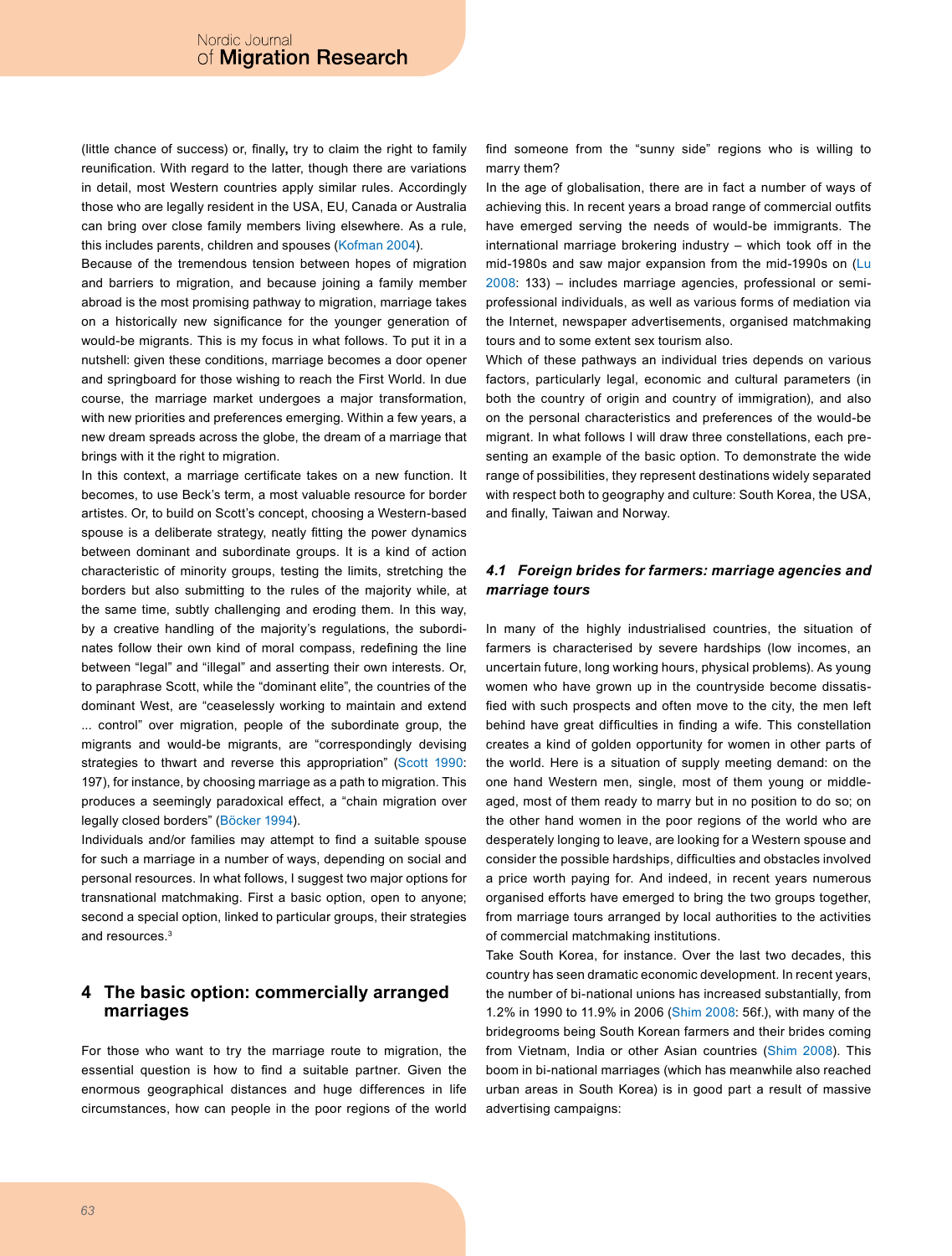(little chance of success) or, finally**,** try to claim the right to family reunification. With regard to the latter, though there are variations in detail, most Western countries apply similar rules. Accordingly those who are legally resident in the USA, EU, Canada or Australia can bring over close family members living elsewhere. As a rule, this includes parents, children and spouses (Kofman 2004).

Because of the tremendous tension between hopes of migration and barriers to migration, and because joining a family member abroad is the most promising pathway to migration, marriage takes on a historically new significance for the younger generation of would-be migrants. This is my focus in what follows. To put it in a nutshell: given these conditions, marriage becomes a door opener and springboard for those wishing to reach the First World. In due course, the marriage market undergoes a major transformation, with new priorities and preferences emerging. Within a few years, a new dream spreads across the globe, the dream of a marriage that brings with it the right to migration.

In this context, a marriage certificate takes on a new function. It becomes, to use Beck's term, a most valuable resource for border artistes. Or, to build on Scott's concept, choosing a Western-based spouse is a deliberate strategy, neatly fitting the power dynamics between dominant and subordinate groups. It is a kind of action characteristic of minority groups, testing the limits, stretching the borders but also submitting to the rules of the majority while, at the same time, subtly challenging and eroding them. In this way, by a creative handling of the majority's regulations, the subordinates follow their own kind of moral compass, redefining the line between "legal" and "illegal" and asserting their own interests. Or, to paraphrase Scott, while the "dominant elite", the countries of the dominant West, are "ceaselessly working to maintain and extend ... control" over migration, people of the subordinate group, the migrants and would-be migrants, are "correspondingly devising strategies to thwart and reverse this appropriation" (Scott 1990: 197), for instance, by choosing marriage as a path to migration. This produces a seemingly paradoxical effect, a "chain migration over legally closed borders" (Böcker 1994).

Individuals and/or families may attempt to find a suitable spouse for such a marriage in a number of ways, depending on social and personal resources. In what follows, I suggest two major options for transnational matchmaking. First a basic option, open to anyone; second a special option, linked to particular groups, their strategies and resources.[3]

## 4 The basic option: commercially arranged marriages

For those who want to try the marriage route to migration, the essential question is how to find a suitable partner. Given the enormous geographical distances and huge differences in life circumstances, how can people in the poor regions of the world find someone from the "sunny side" regions who is willing to marry them?

In the age of globalisation, there are in fact a number of ways of achieving this. In recent years a broad range of commercial outfits have emerged serving the needs of would-be immigrants. The international marriage brokering industry – which took off in the mid-1980s and saw major expansion from the mid-1990s on (Lu 2008: 133) – includes marriage agencies, professional or semi-professional individuals, as well as various forms of mediation via the Internet, newspaper advertisements, organised matchmaking tours and to some extent sex tourism also.

Which of these pathways an individual tries depends on various factors, particularly legal, economic and cultural parameters (in both the country of origin and country of immigration), and also on the personal characteristics and preferences of the would-be migrant. In what follows I will draw three constellations, each presenting an example of the basic option. To demonstrate the wide range of possibilities, they represent destinations widely separated with respect both to geography and culture: South Korea, the USA, and finally, Taiwan and Norway.

### *4.1 Foreign brides for farmers: marriage agencies and marriage tours*

In many of the highly industrialised countries, the situation of farmers is characterised by severe hardships (low incomes, an uncertain future, long working hours, physical problems). As young women who have grown up in the countryside become dissatisfied with such prospects and often move to the city, the men left behind have great difficulties in finding a wife. This constellation creates a kind of golden opportunity for women in other parts of the world. Here is a situation of supply meeting demand: on the one hand Western men, single, most of them young or middle-aged, most of them ready to marry but in no position to do so; on the other hand women in the poor regions of the world who are desperately longing to leave, are looking for a Western spouse and consider the possible hardships, difficulties and obstacles involved a price worth paying for. And indeed, in recent years numerous organised efforts have emerged to bring the two groups together, from marriage tours arranged by local authorities to the activities of commercial matchmaking institutions.

Take South Korea, for instance. Over the last two decades, this country has seen dramatic economic development. In recent years, the number of bi-national unions has increased substantially, from 1.2% in 1990 to 11.9% in 2006 (Shim 2008: 56f.), with many of the bridegrooms being South Korean farmers and their brides coming from Vietnam, India or other Asian countries (Shim 2008). This boom in bi-national marriages (which has meanwhile also reached urban areas in South Korea) is in good part a result of massive advertising campaigns: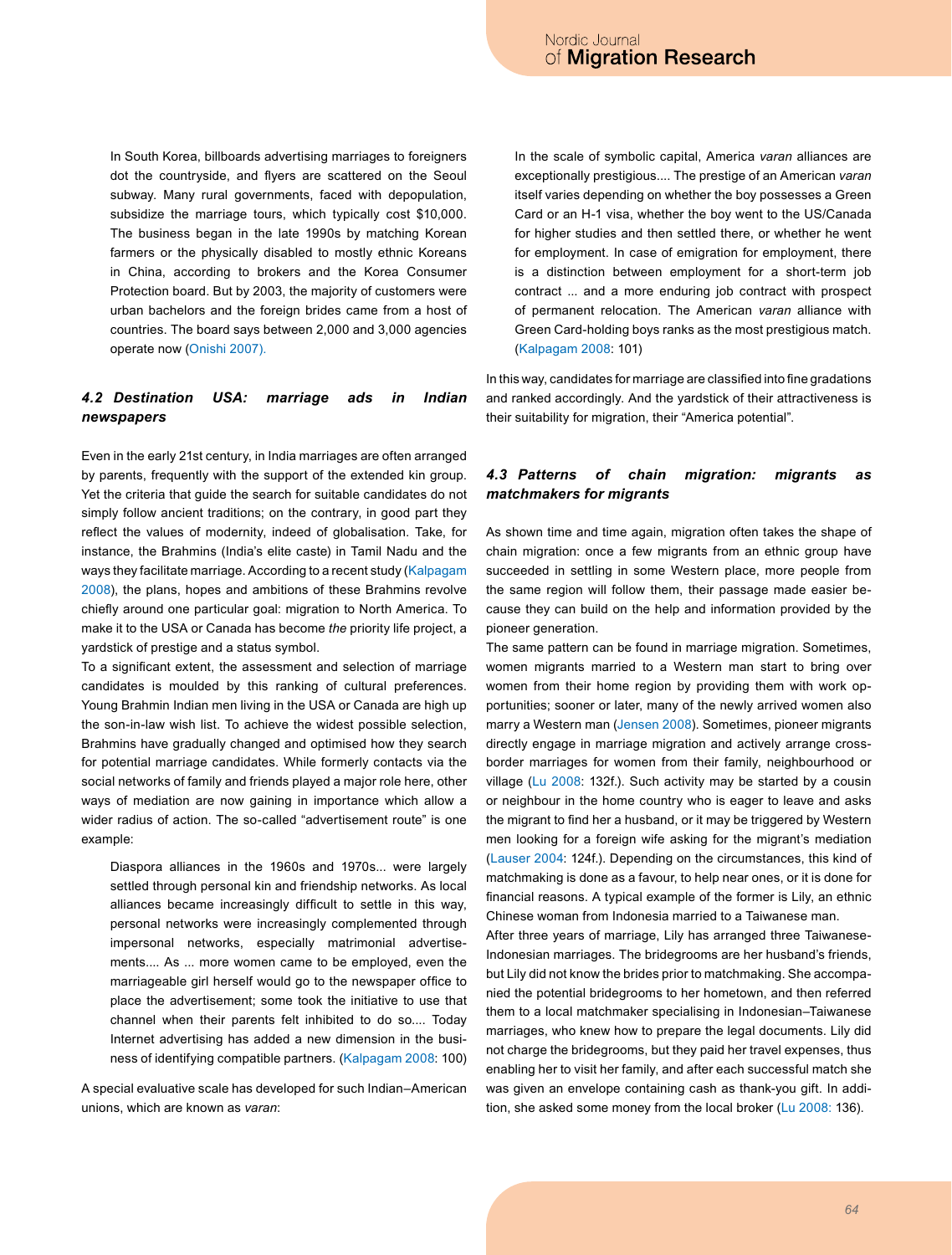> In South Korea, billboards advertising marriages to foreigners dot the countryside, and flyers are scattered on the Seoul subway. Many rural governments, faced with depopulation, subsidize the marriage tours, which typically cost $10,000. The business began in the late 1990s by matching Korean farmers or the physically disabled to mostly ethnic Koreans in China, according to brokers and the Korea Consumer Protection board. But by 2003, the majority of customers were urban bachelors and the foreign brides came from a host of countries. The board says between 2,000 and 3,000 agencies operate now (Onishi 2007).

### *4.2 Destination USA: marriage ads in Indian newspapers*

Even in the early 21st century, in India marriages are often arranged by parents, frequently with the support of the extended kin group. Yet the criteria that guide the search for suitable candidates do not simply follow ancient traditions; on the contrary, in good part they reflect the values of modernity, indeed of globalisation. Take, for instance, the Brahmins (India's elite caste) in Tamil Nadu and the ways they facilitate marriage. According to a recent study (Kalpagam 2008), the plans, hopes and ambitions of these Brahmins revolve chiefly around one particular goal: migration to North America. To make it to the USA or Canada has become *the* priority life project, a yardstick of prestige and a status symbol.

To a significant extent, the assessment and selection of marriage candidates is moulded by this ranking of cultural preferences. Young Brahmin Indian men living in the USA or Canada are high up the son-in-law wish list. To achieve the widest possible selection, Brahmins have gradually changed and optimised how they search for potential marriage candidates. While formerly contacts via the social networks of family and friends played a major role here, other ways of mediation are now gaining in importance which allow a wider radius of action. The so-called "advertisement route" is one example:

> Diaspora alliances in the 1960s and 1970s... were largely settled through personal kin and friendship networks. As local alliances became increasingly difficult to settle in this way, personal networks were increasingly complemented through impersonal networks, especially matrimonial advertisements.... As ... more women came to be employed, even the marriageable girl herself would go to the newspaper office to place the advertisement; some took the initiative to use that channel when their parents felt inhibited to do so.... Today Internet advertising has added a new dimension in the business of identifying compatible partners. (Kalpagam 2008: 100)

A special evaluative scale has developed for such Indian–American unions, which are known as *varan*:

> In the scale of symbolic capital, America *varan* alliances are exceptionally prestigious.... The prestige of an American *varan* itself varies depending on whether the boy possesses a Green Card or an H-1 visa, whether the boy went to the US/Canada for higher studies and then settled there, or whether he went for employment. In case of emigration for employment, there is a distinction between employment for a short-term job contract ... and a more enduring job contract with prospect of permanent relocation. The American *varan* alliance with Green Card-holding boys ranks as the most prestigious match. (Kalpagam 2008: 101)

In this way, candidates for marriage are classified into fine gradations and ranked accordingly. And the yardstick of their attractiveness is their suitability for migration, their "America potential".

### *4.3 Patterns of chain migration: migrants as matchmakers for migrants*

As shown time and time again, migration often takes the shape of chain migration: once a few migrants from an ethnic group have succeeded in settling in some Western place, more people from the same region will follow them, their passage made easier because they can build on the help and information provided by the pioneer generation.

The same pattern can be found in marriage migration. Sometimes, women migrants married to a Western man start to bring over women from their home region by providing them with work opportunities; sooner or later, many of the newly arrived women also marry a Western man (Jensen 2008). Sometimes, pioneer migrants directly engage in marriage migration and actively arrange cross-border marriages for women from their family, neighbourhood or village (Lu 2008: 132f.). Such activity may be started by a cousin or neighbour in the home country who is eager to leave and asks the migrant to find her a husband, or it may be triggered by Western men looking for a foreign wife asking for the migrant's mediation (Lauser 2004: 124f.). Depending on the circumstances, this kind of matchmaking is done as a favour, to help near ones, or it is done for financial reasons. A typical example of the former is Lily, an ethnic Chinese woman from Indonesia married to a Taiwanese man.

After three years of marriage, Lily has arranged three Taiwanese-Indonesian marriages. The bridegrooms are her husband's friends, but Lily did not know the brides prior to matchmaking. She accompanied the potential bridegrooms to her hometown, and then referred them to a local matchmaker specialising in Indonesian–Taiwanese marriages, who knew how to prepare the legal documents. Lily did not charge the bridegrooms, but they paid her travel expenses, thus enabling her to visit her family, and after each successful match she was given an envelope containing cash as thank-you gift. In addition, she asked some money from the local broker (Lu 2008: 136).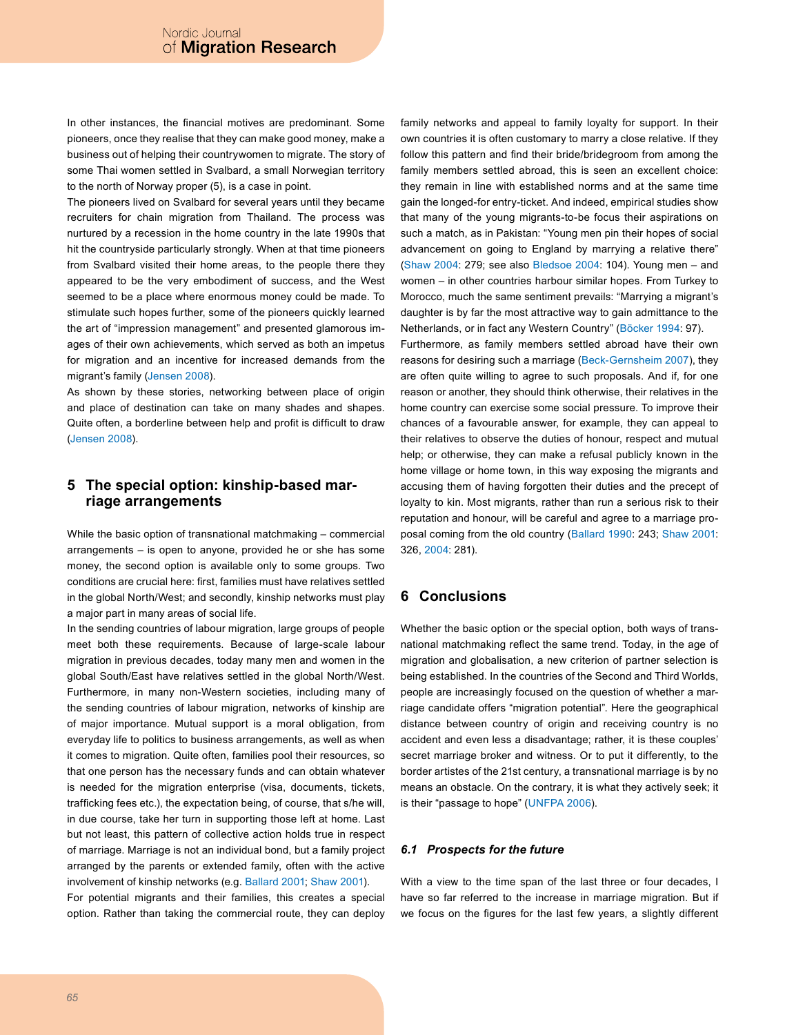In other instances, the financial motives are predominant. Some pioneers, once they realise that they can make good money, make a business out of helping their countrywomen to migrate. The story of some Thai women settled in Svalbard, a small Norwegian territory to the north of Norway proper (5), is a case in point.

The pioneers lived on Svalbard for several years until they became recruiters for chain migration from Thailand. The process was nurtured by a recession in the home country in the late 1990s that hit the countryside particularly strongly. When at that time pioneers from Svalbard visited their home areas, to the people there they appeared to be the very embodiment of success, and the West seemed to be a place where enormous money could be made. To stimulate such hopes further, some of the pioneers quickly learned the art of "impression management" and presented glamorous images of their own achievements, which served as both an impetus for migration and an incentive for increased demands from the migrant's family (Jensen 2008).

As shown by these stories, networking between place of origin and place of destination can take on many shades and shapes. Quite often, a borderline between help and profit is difficult to draw (Jensen 2008).

## 5 The special option: kinship-based marriage arrangements

While the basic option of transnational matchmaking – commercial arrangements – is open to anyone, provided he or she has some money, the second option is available only to some groups. Two conditions are crucial here: first, families must have relatives settled in the global North/West; and secondly, kinship networks must play a major part in many areas of social life.

In the sending countries of labour migration, large groups of people meet both these requirements. Because of large-scale labour migration in previous decades, today many men and women in the global South/East have relatives settled in the global North/West. Furthermore, in many non-Western societies, including many of the sending countries of labour migration, networks of kinship are of major importance. Mutual support is a moral obligation, from everyday life to politics to business arrangements, as well as when it comes to migration. Quite often, families pool their resources, so that one person has the necessary funds and can obtain whatever is needed for the migration enterprise (visa, documents, tickets, trafficking fees etc.), the expectation being, of course, that s/he will, in due course, take her turn in supporting those left at home. Last but not least, this pattern of collective action holds true in respect of marriage. Marriage is not an individual bond, but a family project arranged by the parents or extended family, often with the active involvement of kinship networks (e.g. Ballard 2001; Shaw 2001).

For potential migrants and their families, this creates a special option. Rather than taking the commercial route, they can deploy family networks and appeal to family loyalty for support. In their own countries it is often customary to marry a close relative. If they follow this pattern and find their bride/bridegroom from among the family members settled abroad, this is seen an excellent choice: they remain in line with established norms and at the same time gain the longed-for entry-ticket. And indeed, empirical studies show that many of the young migrants-to-be focus their aspirations on such a match, as in Pakistan: "Young men pin their hopes of social advancement on going to England by marrying a relative there" (Shaw 2004: 279; see also Bledsoe 2004: 104). Young men – and women – in other countries harbour similar hopes. From Turkey to Morocco, much the same sentiment prevails: "Marrying a migrant's daughter is by far the most attractive way to gain admittance to the Netherlands, or in fact any Western Country" (Böcker 1994: 97).

Furthermore, as family members settled abroad have their own reasons for desiring such a marriage (Beck-Gernsheim 2007), they are often quite willing to agree to such proposals. And if, for one reason or another, they should think otherwise, their relatives in the home country can exercise some social pressure. To improve their chances of a favourable answer, for example, they can appeal to their relatives to observe the duties of honour, respect and mutual help; or otherwise, they can make a refusal publicly known in the home village or home town, in this way exposing the migrants and accusing them of having forgotten their duties and the precept of loyalty to kin. Most migrants, rather than run a serious risk to their reputation and honour, will be careful and agree to a marriage proposal coming from the old country (Ballard 1990: 243; Shaw 2001: 326, 2004: 281).

## 6 Conclusions

Whether the basic option or the special option, both ways of transnational matchmaking reflect the same trend. Today, in the age of migration and globalisation, a new criterion of partner selection is being established. In the countries of the Second and Third Worlds, people are increasingly focused on the question of whether a marriage candidate offers "migration potential". Here the geographical distance between country of origin and receiving country is no accident and even less a disadvantage; rather, it is these couples' secret marriage broker and witness. Or to put it differently, to the border artistes of the 21st century, a transnational marriage is by no means an obstacle. On the contrary, it is what they actively seek; it is their "passage to hope" (UNFPA 2006).

### *6.1 Prospects for the future*

With a view to the time span of the last three or four decades, I have so far referred to the increase in marriage migration. But if we focus on the figures for the last few years, a slightly different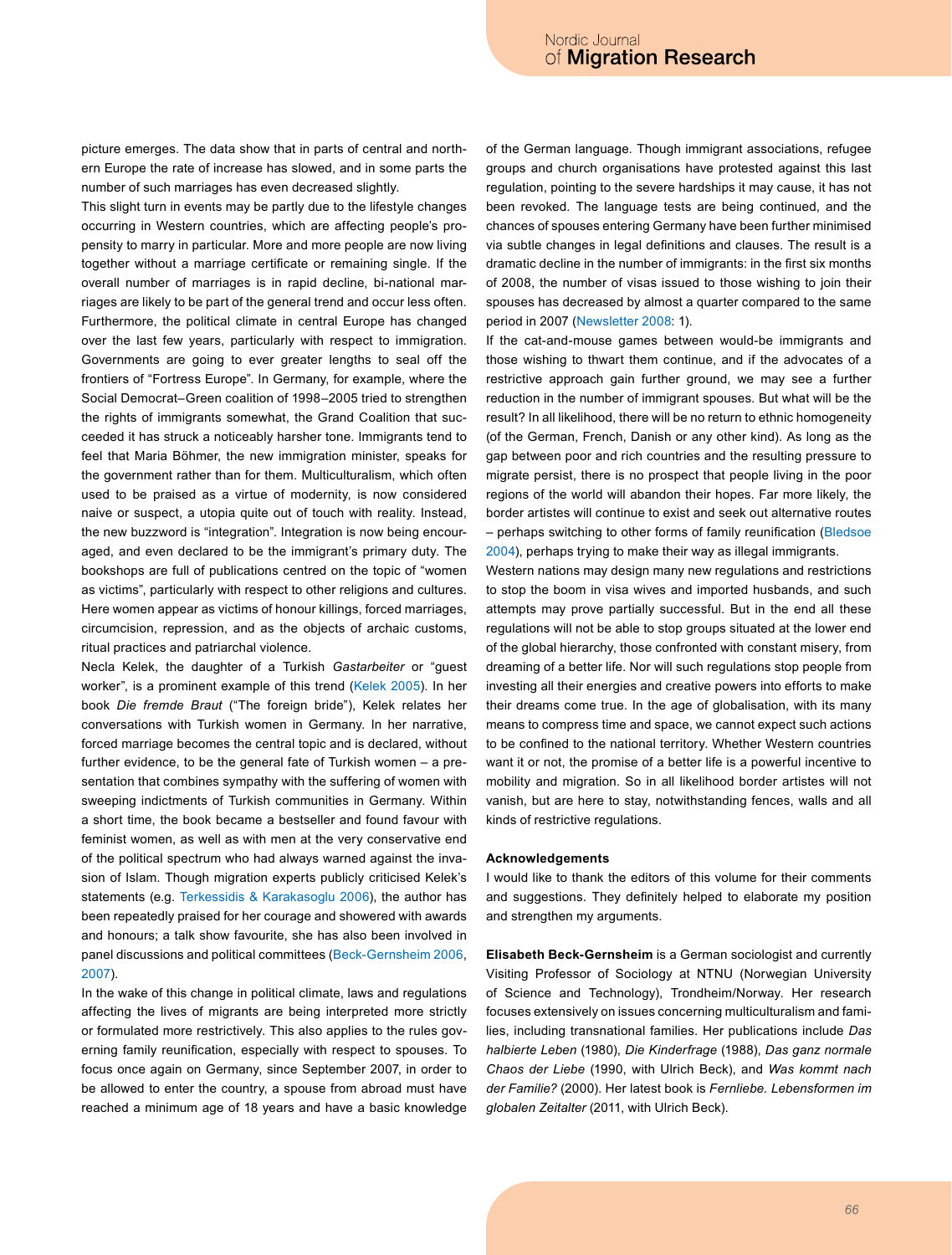picture emerges. The data show that in parts of central and northern Europe the rate of increase has slowed, and in some parts the number of such marriages has even decreased slightly.

This slight turn in events may be partly due to the lifestyle changes occurring in Western countries, which are affecting people's propensity to marry in particular. More and more people are now living together without a marriage certificate or remaining single. If the overall number of marriages is in rapid decline, bi-national marriages are likely to be part of the general trend and occur less often. Furthermore, the political climate in central Europe has changed over the last few years, particularly with respect to immigration. Governments are going to ever greater lengths to seal off the frontiers of "Fortress Europe". In Germany, for example, where the Social Democrat–Green coalition of 1998–2005 tried to strengthen the rights of immigrants somewhat, the Grand Coalition that succeeded it has struck a noticeably harsher tone. Immigrants tend to feel that Maria Böhmer, the new immigration minister, speaks for the government rather than for them. Multiculturalism, which often used to be praised as a virtue of modernity, is now considered naive or suspect, a utopia quite out of touch with reality. Instead, the new buzzword is "integration". Integration is now being encouraged, and even declared to be the immigrant's primary duty. The bookshops are full of publications centred on the topic of "women as victims", particularly with respect to other religions and cultures. Here women appear as victims of honour killings, forced marriages, circumcision, repression, and as the objects of archaic customs, ritual practices and patriarchal violence.

Necla Kelek, the daughter of a Turkish *Gastarbeiter* or "guest worker", is a prominent example of this trend (Kelek 2005). In her book *Die fremde Braut* ("The foreign bride"), Kelek relates her conversations with Turkish women in Germany. In her narrative, forced marriage becomes the central topic and is declared, without further evidence, to be the general fate of Turkish women – a presentation that combines sympathy with the suffering of women with sweeping indictments of Turkish communities in Germany. Within a short time, the book became a bestseller and found favour with feminist women, as well as with men at the very conservative end of the political spectrum who had always warned against the invasion of Islam. Though migration experts publicly criticised Kelek's statements (e.g. Terkessidis & Karakasoglu 2006), the author has been repeatedly praised for her courage and showered with awards and honours; a talk show favourite, she has also been involved in panel discussions and political committees (Beck-Gernsheim 2006, 2007).

In the wake of this change in political climate, laws and regulations affecting the lives of migrants are being interpreted more strictly or formulated more restrictively. This also applies to the rules governing family reunification, especially with respect to spouses. To focus once again on Germany, since September 2007, in order to be allowed to enter the country, a spouse from abroad must have reached a minimum age of 18 years and have a basic knowledge of the German language. Though immigrant associations, refugee groups and church organisations have protested against this last regulation, pointing to the severe hardships it may cause, it has not been revoked. The language tests are being continued, and the chances of spouses entering Germany have been further minimised via subtle changes in legal definitions and clauses. The result is a dramatic decline in the number of immigrants: in the first six months of 2008, the number of visas issued to those wishing to join their spouses has decreased by almost a quarter compared to the same period in 2007 (Newsletter 2008: 1).

If the cat-and-mouse games between would-be immigrants and those wishing to thwart them continue, and if the advocates of a restrictive approach gain further ground, we may see a further reduction in the number of immigrant spouses. But what will be the result? In all likelihood, there will be no return to ethnic homogeneity (of the German, French, Danish or any other kind). As long as the gap between poor and rich countries and the resulting pressure to migrate persist, there is no prospect that people living in the poor regions of the world will abandon their hopes. Far more likely, the border artistes will continue to exist and seek out alternative routes – perhaps switching to other forms of family reunification (Bledsoe 2004), perhaps trying to make their way as illegal immigrants.

Western nations may design many new regulations and restrictions to stop the boom in visa wives and imported husbands, and such attempts may prove partially successful. But in the end all these regulations will not be able to stop groups situated at the lower end of the global hierarchy, those confronted with constant misery, from dreaming of a better life. Nor will such regulations stop people from investing all their energies and creative powers into efforts to make their dreams come true. In the age of globalisation, with its many means to compress time and space, we cannot expect such actions to be confined to the national territory. Whether Western countries want it or not, the promise of a better life is a powerful incentive to mobility and migration. So in all likelihood border artistes will not vanish, but are here to stay, notwithstanding fences, walls and all kinds of restrictive regulations.

**Acknowledgements**

I would like to thank the editors of this volume for their comments and suggestions. They definitely helped to elaborate my position and strengthen my arguments.

**Elisabeth Beck-Gernsheim** is a German sociologist and currently Visiting Professor of Sociology at NTNU (Norwegian University of Science and Technology), Trondheim/Norway. Her research focuses extensively on issues concerning multiculturalism and families, including transnational families. Her publications include *Das halbierte Leben* (1980), *Die Kinderfrage* (1988), *Das ganz normale Chaos der Liebe* (1990, with Ulrich Beck), and *Was kommt nach der Familie?* (2000). Her latest book is *Fernliebe. Lebensformen im globalen Zeitalter* (2011, with Ulrich Beck).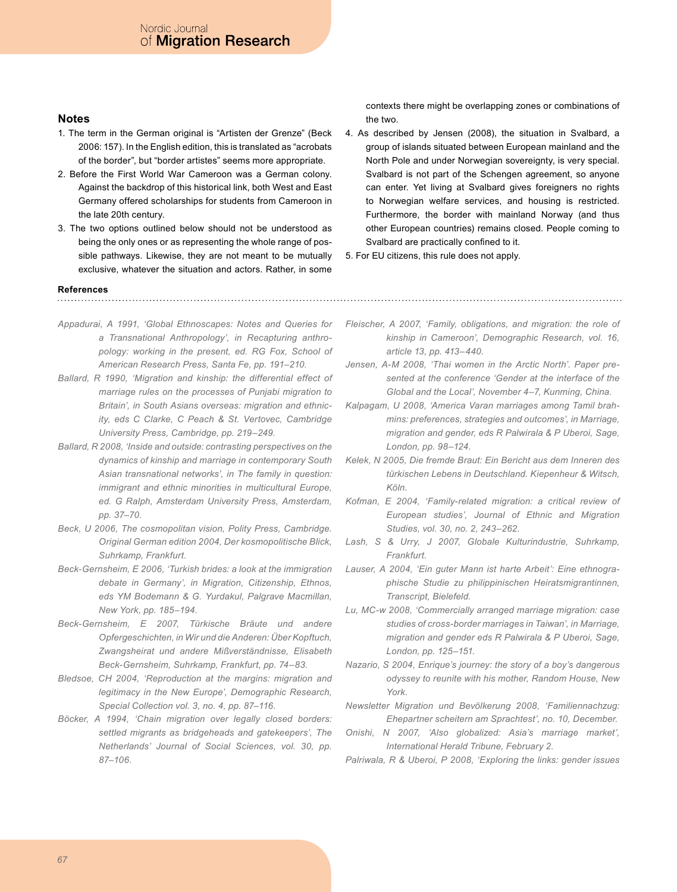## Notes

1. The term in the German original is "Artisten der Grenze" (Beck 2006: 157). In the English edition, this is translated as "acrobats of the border", but "border artistes" seems more appropriate.
2. Before the First World War Cameroon was a German colony. Against the backdrop of this historical link, both West and East Germany offered scholarships for students from Cameroon in the late 20th century.
3. The two options outlined below should not be understood as being the only ones or as representing the whole range of possible pathways. Likewise, they are not meant to be mutually exclusive, whatever the situation and actors. Rather, in some contexts there might be overlapping zones or combinations of the two.
4. As described by Jensen (2008), the situation in Svalbard, a group of islands situated between European mainland and the North Pole and under Norwegian sovereignty, is very special. Svalbard is not part of the Schengen agreement, so anyone can enter. Yet living at Svalbard gives foreigners no rights to Norwegian welfare services, and housing is restricted. Furthermore, the border with mainland Norway (and thus other European countries) remains closed. People coming to Svalbard are practically confined to it.
5. For EU citizens, this rule does not apply.

### References

*Appadurai, A 1991, 'Global Ethnoscapes: Notes and Queries for a Transnational Anthropology', in Recapturing anthropology: working in the present, ed. RG Fox, School of American Research Press, Santa Fe, pp. 191–210.*

*Ballard, R 1990, 'Migration and kinship: the differential effect of marriage rules on the processes of Punjabi migration to Britain', in South Asians overseas: migration and ethnicity, eds C Clarke, C Peach & St. Vertovec, Cambridge University Press, Cambridge, pp. 219–249.*

*Ballard, R 2008, 'Inside and outside: contrasting perspectives on the dynamics of kinship and marriage in contemporary South Asian transnational networks', in The family in question: immigrant and ethnic minorities in multicultural Europe, ed. G Ralph, Amsterdam University Press, Amsterdam, pp. 37–70.*

*Beck, U 2006, The cosmopolitan vision, Polity Press, Cambridge. Original German edition 2004, Der kosmopolitische Blick, Suhrkamp, Frankfurt.*

*Beck-Gernsheim, E 2006, 'Turkish brides: a look at the immigration debate in Germany', in Migration, Citizenship, Ethnos, eds YM Bodemann & G. Yurdakul, Palgrave Macmillan, New York, pp. 185–194.*

*Beck-Gernsheim, E 2007, Türkische Bräute und andere Opfergeschichten, in Wir und die Anderen: Über Kopftuch, Zwangsheirat und andere Mißverständnisse, Elisabeth Beck-Gernsheim, Suhrkamp, Frankfurt, pp. 74–83.*

*Bledsoe, CH 2004, 'Reproduction at the margins: migration and legitimacy in the New Europe', Demographic Research, Special Collection vol. 3, no. 4, pp. 87–116.*

*Böcker, A 1994, 'Chain migration over legally closed borders: settled migrants as bridgeheads and gatekeepers', The Netherlands' Journal of Social Sciences, vol. 30, pp. 87–106.*

*Fleischer, A 2007, 'Family, obligations, and migration: the role of kinship in Cameroon', Demographic Research, vol. 16, article 13, pp. 413–440.*

*Jensen, A-M 2008, 'Thai women in the Arctic North'. Paper presented at the conference 'Gender at the interface of the Global and the Local', November 4–7, Kunming, China.*

*Kalpagam, U 2008, 'America Varan marriages among Tamil brahmins: preferences, strategies and outcomes', in Marriage, migration and gender, eds R Palwirala & P Uberoi, Sage, London, pp. 98–124.*

*Kelek, N 2005, Die fremde Braut: Ein Bericht aus dem Inneren des türkischen Lebens in Deutschland. Kiepenheur & Witsch, Köln.*

*Kofman, E 2004, 'Family-related migration: a critical review of European studies', Journal of Ethnic and Migration Studies, vol. 30, no. 2, 243–262.*

*Lash, S & Urry, J 2007, Globale Kulturindustrie, Suhrkamp, Frankfurt.*

*Lauser, A 2004, 'Ein guter Mann ist harte Arbeit': Eine ethnographische Studie zu philippinischen Heiratsmigrantinnen, Transcript, Bielefeld.*

*Lu, MC-w 2008, 'Commercially arranged marriage migration: case studies of cross-border marriages in Taiwan', in Marriage, migration and gender eds R Palwirala & P Uberoi, Sage, London, pp. 125–151.*

*Nazario, S 2004, Enrique's journey: the story of a boy's dangerous odyssey to reunite with his mother, Random House, New York.*

*Newsletter Migration und Bevölkerung 2008, 'Familiennachzug: Ehepartner scheitern am Sprachtest', no. 10, December.*

*Onishi, N 2007, 'Also globalized: Asia's marriage market', International Herald Tribune, February 2.*

*Palriwala, R & Uberoi, P 2008, 'Exploring the links: gender issues*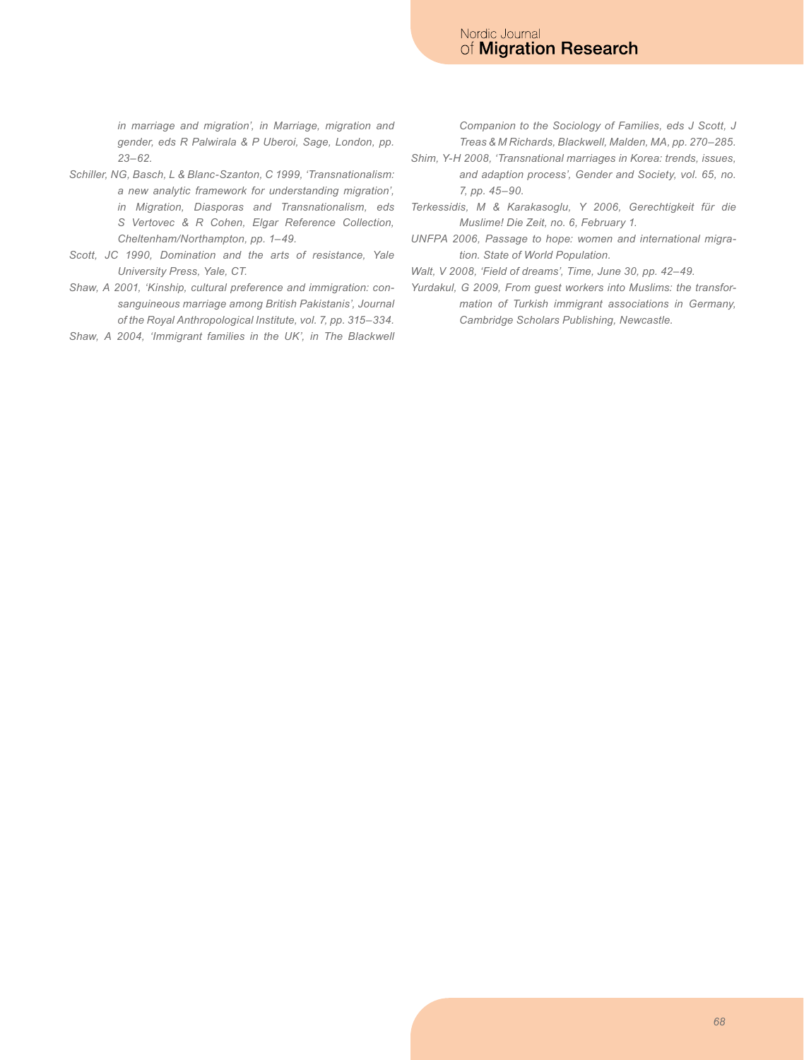*in marriage and migration', in Marriage, migration and gender, eds R Palwirala & P Uberoi, Sage, London, pp. 23–62.*

*Schiller, NG, Basch, L & Blanc-Szanton, C 1999, 'Transnationalism: a new analytic framework for understanding migration', in Migration, Diasporas and Transnationalism, eds S Vertovec & R Cohen, Elgar Reference Collection, Cheltenham/Northampton, pp. 1–49.*

*Scott, JC 1990, Domination and the arts of resistance, Yale University Press, Yale, CT.*

*Shaw, A 2001, 'Kinship, cultural preference and immigration: consanguineous marriage among British Pakistanis', Journal of the Royal Anthropological Institute, vol. 7, pp. 315–334.*

*Shaw, A 2004, 'Immigrant families in the UK', in The Blackwell Companion to the Sociology of Families, eds J Scott, J Treas & M Richards, Blackwell, Malden, MA, pp. 270–285.*

*Shim, Y-H 2008, 'Transnational marriages in Korea: trends, issues, and adaption process', Gender and Society, vol. 65, no. 7, pp. 45–90.*

*Terkessidis, M & Karakasoglu, Y 2006, Gerechtigkeit für die Muslime! Die Zeit, no. 6, February 1.*

*UNFPA 2006, Passage to hope: women and international migration. State of World Population.*

*Walt, V 2008, 'Field of dreams', Time, June 30, pp. 42–49.*

*Yurdakul, G 2009, From guest workers into Muslims: the transformation of Turkish immigrant associations in Germany, Cambridge Scholars Publishing, Newcastle.*